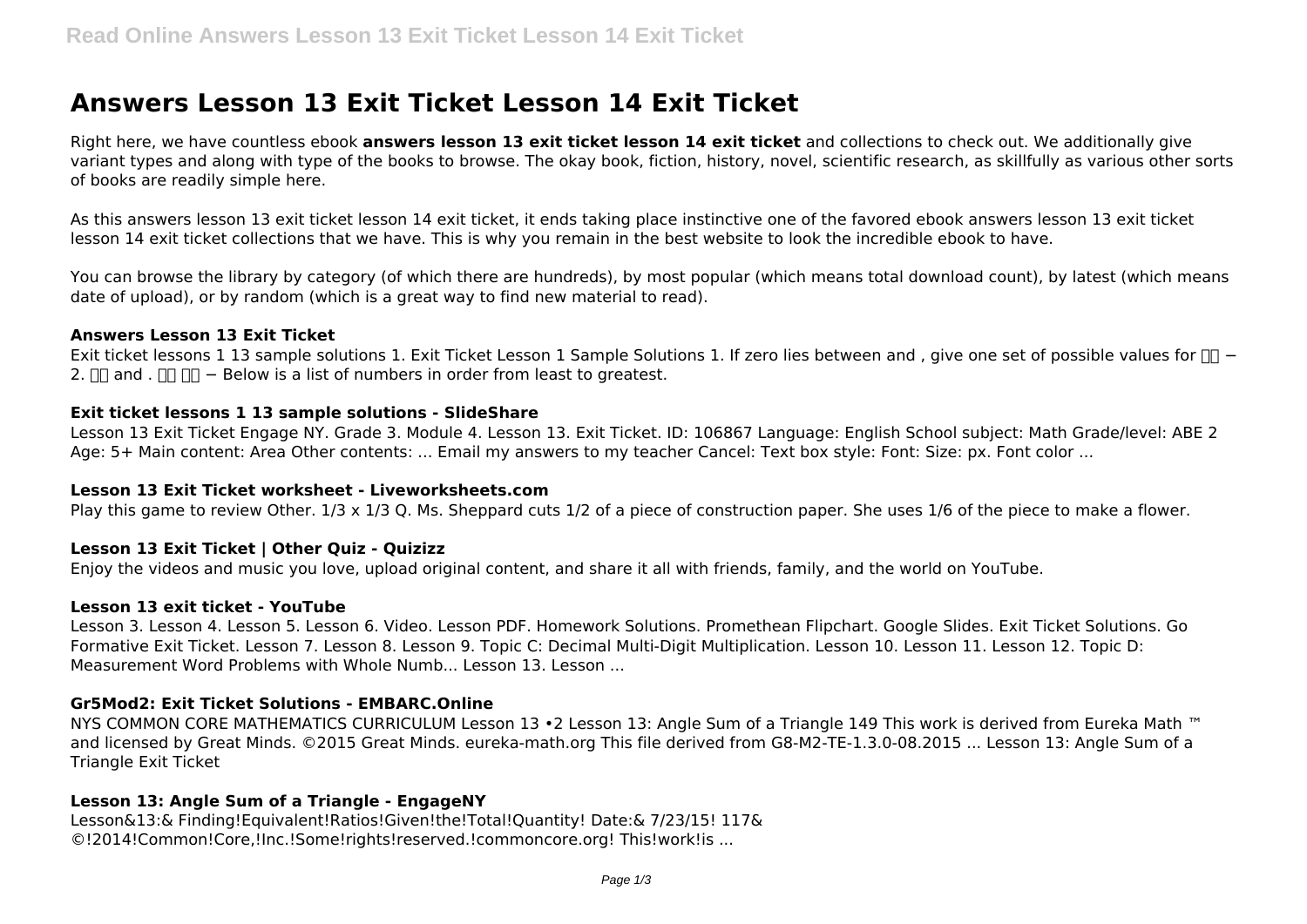# Answers Lesson 13 Exit Ticket Lesson 14 Exit Ticket

Right here, we have countless ebook **answers lesson 13 exit ticket lesson 14 exit ticket** and collections to check out. We additionally give variant types and along with type of the books to browse. The okay book, fiction, history, novel, scientific research, as skillfully as various other sorts of books are readily simple here.

As this answers lesson 13 exit ticket lesson 14 exit ticket, it ends taking place instinctive one of the favored ebook answers lesson 13 exit ticket lesson 14 exit ticket collections that we have. This is why you remain in the best website to look the incredible ebook to have.

You can browse the library by category (of which there are hundreds), by most popular (which means total download count), by latest (which means date of upload), or by random (which is a great way to find new material to read).

### Answers Lesson 13 Exit Ticket

Exit ticket lessons 1 13 sample solutions 1. Exit Ticket Lesson 1 Sample Solutions 1. If zero lies between and , give one set of possible values for □□ − 2. □□ and . □□ □□ − Below is a list of numbers in order from least to greatest.

### Exit ticket lessons 1 13 sample solutions - SlideShare

Lesson 13 Exit Ticket Engage NY. Grade 3. Module 4. Lesson 13. Exit Ticket. ID: 106867 Language: English School subject: Math Grade/level: ABE 2 Age: 5+ Main content: Area Other contents: ... Email my answers to my teacher Cancel: Text box style: Font: Size: px. Font color ...

### Lesson 13 Exit Ticket worksheet - Liveworksheets.com

Play this game to review Other. 1/3 x 1/3 Q. Ms. Sheppard cuts 1/2 of a piece of construction paper. She uses 1/6 of the piece to make a flower.

### Lesson 13 Exit Ticket | Other Quiz - Quizizz

Enjoy the videos and music you love, upload original content, and share it all with friends, family, and the world on YouTube.

### Lesson 13 exit ticket - YouTube

Lesson 3. Lesson 4. Lesson 5. Lesson 6. Video. Lesson PDF. Homework Solutions. Promethean Flipchart. Google Slides. Exit Ticket Solutions. Go Formative Exit Ticket. Lesson 7. Lesson 8. Lesson 9. Topic C: Decimal Multi-Digit Multiplication. Lesson 10. Lesson 11. Lesson 12. Topic D: Measurement Word Problems with Whole Numb... Lesson 13. Lesson ...

### Gr5Mod2: Exit Ticket Solutions - EMBARC.Online

NYS COMMON CORE MATHEMATICS CURRICULUM Lesson 13 •2 Lesson 13: Angle Sum of a Triangle 149 This work is derived from Eureka Math ™ and licensed by Great Minds. ©2015 Great Minds. eureka-math.org This file derived from G8-M2-TE-1.3.0-08.2015 ... Lesson 13: Angle Sum of a Triangle Exit Ticket

### Lesson 13: Angle Sum of a Triangle - EngageNY

Lesson&13:& Finding!Equivalent!Ratios!Given!the!Total!Quantity! Date:& 7/23/15! 117& ©!2014!Common!Core,!Inc.!Some!rights!reserved.!commoncore.org! This!work!is ...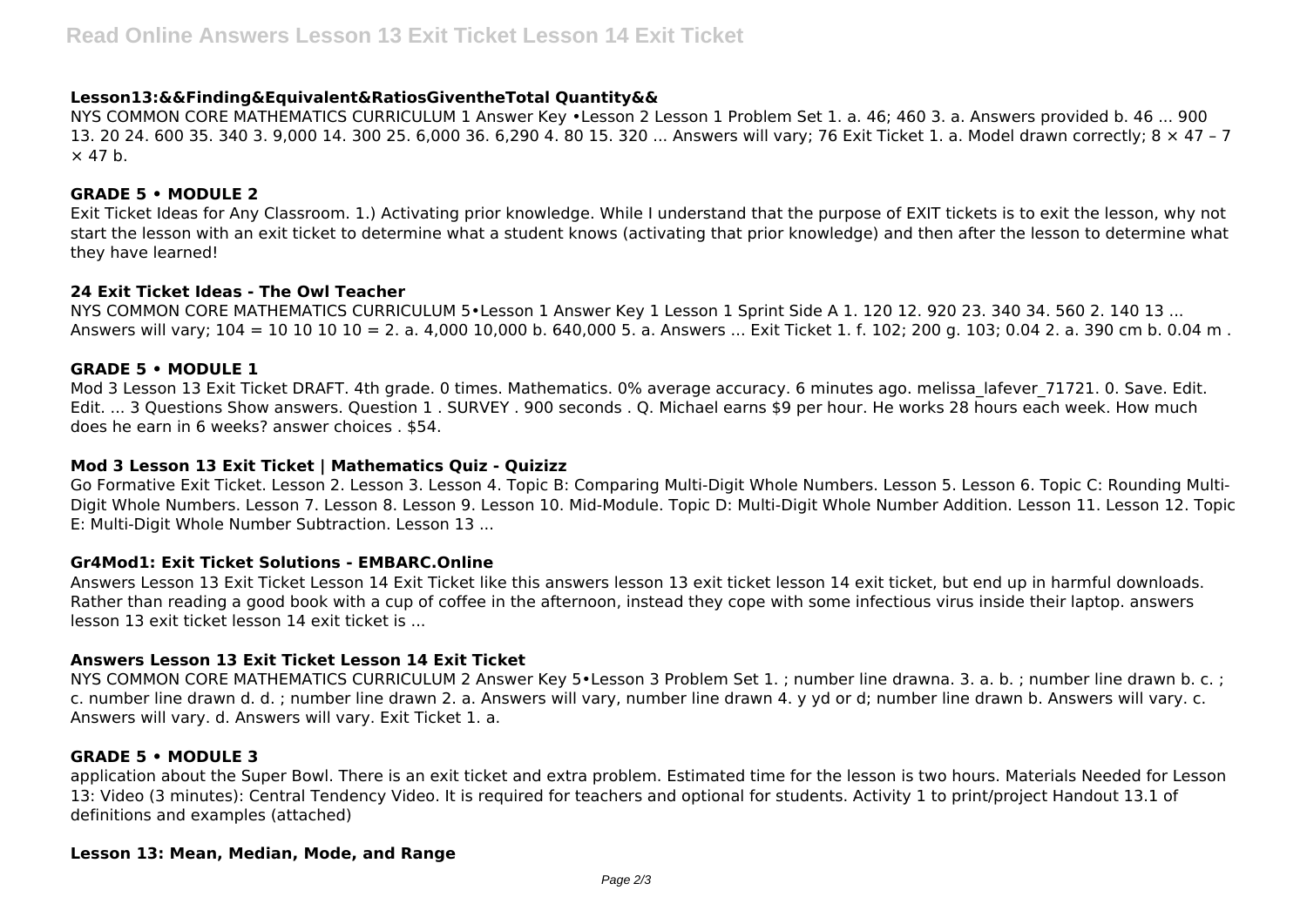### Lesson13:&&Finding&Equivalent&RatiosGiventheTotal Quantity&&

NYS COMMON CORE MATHEMATICS CURRICULUM 1 Answer Key •Lesson 2 Lesson 1 Problem Set 1. a. 46; 460 3. a. Answers provided b. 46 ... 900 13. 20 24. 600 35. 340 3. 9,000 14. 300 25. 6,000 36. 6,290 4. 80 15. 320 ... Answers will vary; 76 Exit Ticket 1. a. Model drawn correctly; 8 × 47 – 7 × 47 b.

### GRADE 5 • MODULE 2

Exit Ticket Ideas for Any Classroom. 1.) Activating prior knowledge. While I understand that the purpose of EXIT tickets is to exit the lesson, why not start the lesson with an exit ticket to determine what a student knows (activating that prior knowledge) and then after the lesson to determine what they have learned!

### 24 Exit Ticket Ideas - The Owl Teacher

NYS COMMON CORE MATHEMATICS CURRICULUM 5•Lesson 1 Answer Key 1 Lesson 1 Sprint Side A 1. 120 12. 920 23. 340 34. 560 2. 140 13 ... Answers will vary; 104 = 10 10 10 10 = 2. a. 4,000 10,000 b. 640,000 5. a. Answers ... Exit Ticket 1. f. 102; 200 g. 103; 0.04 2. a. 390 cm b. 0.04 m .

### GRADE 5 • MODULE 1

Mod 3 Lesson 13 Exit Ticket DRAFT. 4th grade. 0 times. Mathematics. 0% average accuracy. 6 minutes ago. melissa_lafever_71721. 0. Save. Edit. Edit. ... 3 Questions Show answers. Question 1 . SURVEY . 900 seconds . Q. Michael earns $9 per hour. He works 28 hours each week. How much does he earn in 6 weeks? answer choices . $54.

### Mod 3 Lesson 13 Exit Ticket | Mathematics Quiz - Quizizz

Go Formative Exit Ticket. Lesson 2. Lesson 3. Lesson 4. Topic B: Comparing Multi-Digit Whole Numbers. Lesson 5. Lesson 6. Topic C: Rounding Multi-Digit Whole Numbers. Lesson 7. Lesson 8. Lesson 9. Lesson 10. Mid-Module. Topic D: Multi-Digit Whole Number Addition. Lesson 11. Lesson 12. Topic E: Multi-Digit Whole Number Subtraction. Lesson 13 ...

### Gr4Mod1: Exit Ticket Solutions - EMBARC.Online

Answers Lesson 13 Exit Ticket Lesson 14 Exit Ticket like this answers lesson 13 exit ticket lesson 14 exit ticket, but end up in harmful downloads. Rather than reading a good book with a cup of coffee in the afternoon, instead they cope with some infectious virus inside their laptop. answers lesson 13 exit ticket lesson 14 exit ticket is ...

### Answers Lesson 13 Exit Ticket Lesson 14 Exit Ticket

NYS COMMON CORE MATHEMATICS CURRICULUM 2 Answer Key 5•Lesson 3 Problem Set 1. ; number line drawna. 3. a. b. ; number line drawn b. c. ; c. number line drawn d. d. ; number line drawn 2. a. Answers will vary, number line drawn 4. y yd or d; number line drawn b. Answers will vary. c. Answers will vary. d. Answers will vary. Exit Ticket 1. a.

### GRADE 5 • MODULE 3

application about the Super Bowl. There is an exit ticket and extra problem. Estimated time for the lesson is two hours. Materials Needed for Lesson 13: Video (3 minutes): Central Tendency Video. It is required for teachers and optional for students. Activity 1 to print/project Handout 13.1 of definitions and examples (attached)

### Lesson 13: Mean, Median, Mode, and Range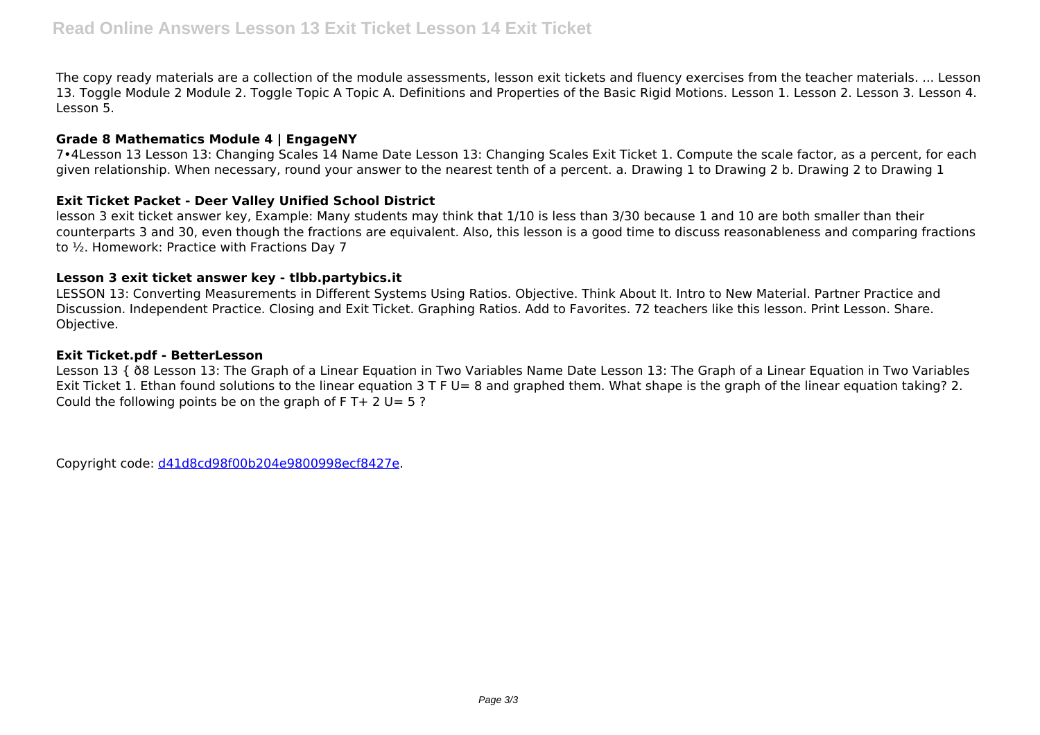The copy ready materials are a collection of the module assessments, lesson exit tickets and fluency exercises from the teacher materials. ... Lesson 13. Toggle Module 2 Module 2. Toggle Topic A Topic A. Definitions and Properties of the Basic Rigid Motions. Lesson 1. Lesson 2. Lesson 3. Lesson 4. Lesson 5.

**Grade 8 Mathematics Module 4 | EngageNY**

7•4Lesson 13 Lesson 13: Changing Scales 14 Name Date Lesson 13: Changing Scales Exit Ticket 1. Compute the scale factor, as a percent, for each given relationship. When necessary, round your answer to the nearest tenth of a percent. a. Drawing 1 to Drawing 2 b. Drawing 2 to Drawing 1

**Exit Ticket Packet - Deer Valley Unified School District**

lesson 3 exit ticket answer key, Example: Many students may think that 1/10 is less than 3/30 because 1 and 10 are both smaller than their counterparts 3 and 30, even though the fractions are equivalent. Also, this lesson is a good time to discuss reasonableness and comparing fractions to ½. Homework: Practice with Fractions Day 7

**Lesson 3 exit ticket answer key - tlbb.partybics.it**

LESSON 13: Converting Measurements in Different Systems Using Ratios. Objective. Think About It. Intro to New Material. Partner Practice and Discussion. Independent Practice. Closing and Exit Ticket. Graphing Ratios. Add to Favorites. 72 teachers like this lesson. Print Lesson. Share. Objective.

**Exit Ticket.pdf - BetterLesson**

Lesson 13 { ð8 Lesson 13: The Graph of a Linear Equation in Two Variables Name Date Lesson 13: The Graph of a Linear Equation in Two Variables Exit Ticket 1. Ethan found solutions to the linear equation 3 T F U= 8 and graphed them. What shape is the graph of the linear equation taking? 2. Could the following points be on the graph of F T+ 2 U= 5 ?

Copyright code: d41d8cd98f00b204e9800998ecf8427e.